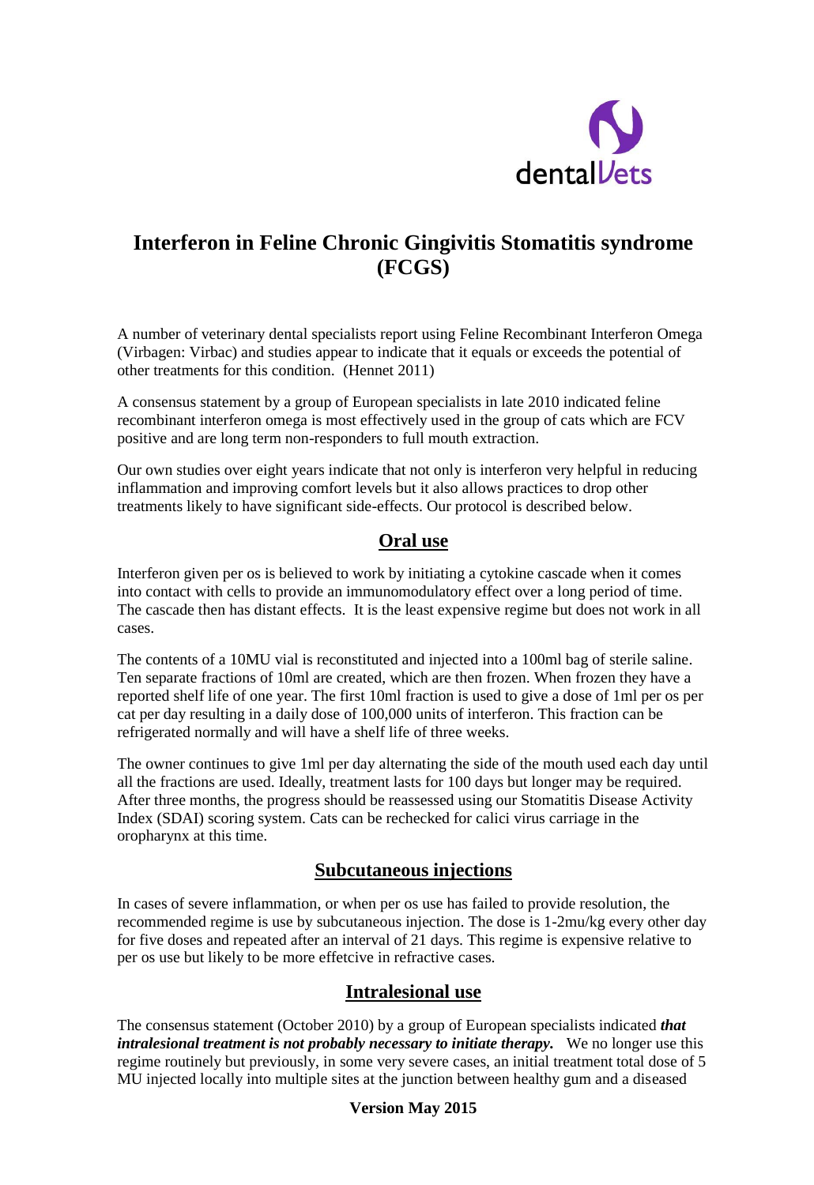dentalVets

# Interferon in Feline Chronic Gingivitis Stomatitis syndrome (FCGS)

A number of veterinary dental specialists report using Feline Recombinant Interferon Omega (Virbagen: Virbac) and studies appear to indicate that it equals or exceeds the potential of other treatments for this condition. (Hennet 2011)

A consensus statement by a group of European specialists in late 2010 indicated feline recombinant interferon omega is most effectively used in the group of cats which are FCV positive and are long term non-responders to full mouth extraction.

Our own studies over eight years indicate that not only is interferon very helpful in reducing inflammation and improving comfort levels but it also allows practices to drop other treatments likely to have significant side-effects. Our protocol is described below.

## Oral use

Interferon given per os is believed to work by initiating a cytokine cascade when it comes into contact with cells to provide an immunomodulatory effect over a long period of time. The cascade then has distant effects. It is the least expensive regime but does not work in all cases.

The contents of a 10MU vial is reconstituted and injected into a 100ml bag of sterile saline. Ten separate fractions of 10ml are created, which are then frozen. When frozen they have a reported shelf life of one year. The first 10ml fraction is used to give a dose of 1ml per os per cat per day resulting in a daily dose of 100,000 units of interferon. This fraction can be refrigerated normally and will have a shelf life of three weeks.

The owner continues to give 1ml per day alternating the side of the mouth used each day until all the fractions are used. Ideally, treatment lasts for 100 days but longer may be required. After three months, the progress should be reassessed using our Stomatitis Disease Activity Index (SDAI) scoring system. Cats can be rechecked for calici virus carriage in the oropharynx at this time.

## Subcutaneous injections

In cases of severe inflammation, or when per os use has failed to provide resolution, the recommended regime is use by subcutaneous injection. The dose is 1-2mu/kg every other day for five doses and repeated after an interval of 21 days. This regime is expensive relative to per os use but likely to be more effetcive in refractive cases.

## Intralesional use

The consensus statement (October 2010) by a group of European specialists indicated ***that intralesional treatment is not probably necessary to initiate therapy.*** We no longer use this regime routinely but previously, in some very severe cases, an initial treatment total dose of 5 MU injected locally into multiple sites at the junction between healthy gum and a diseased

**Version May 2015**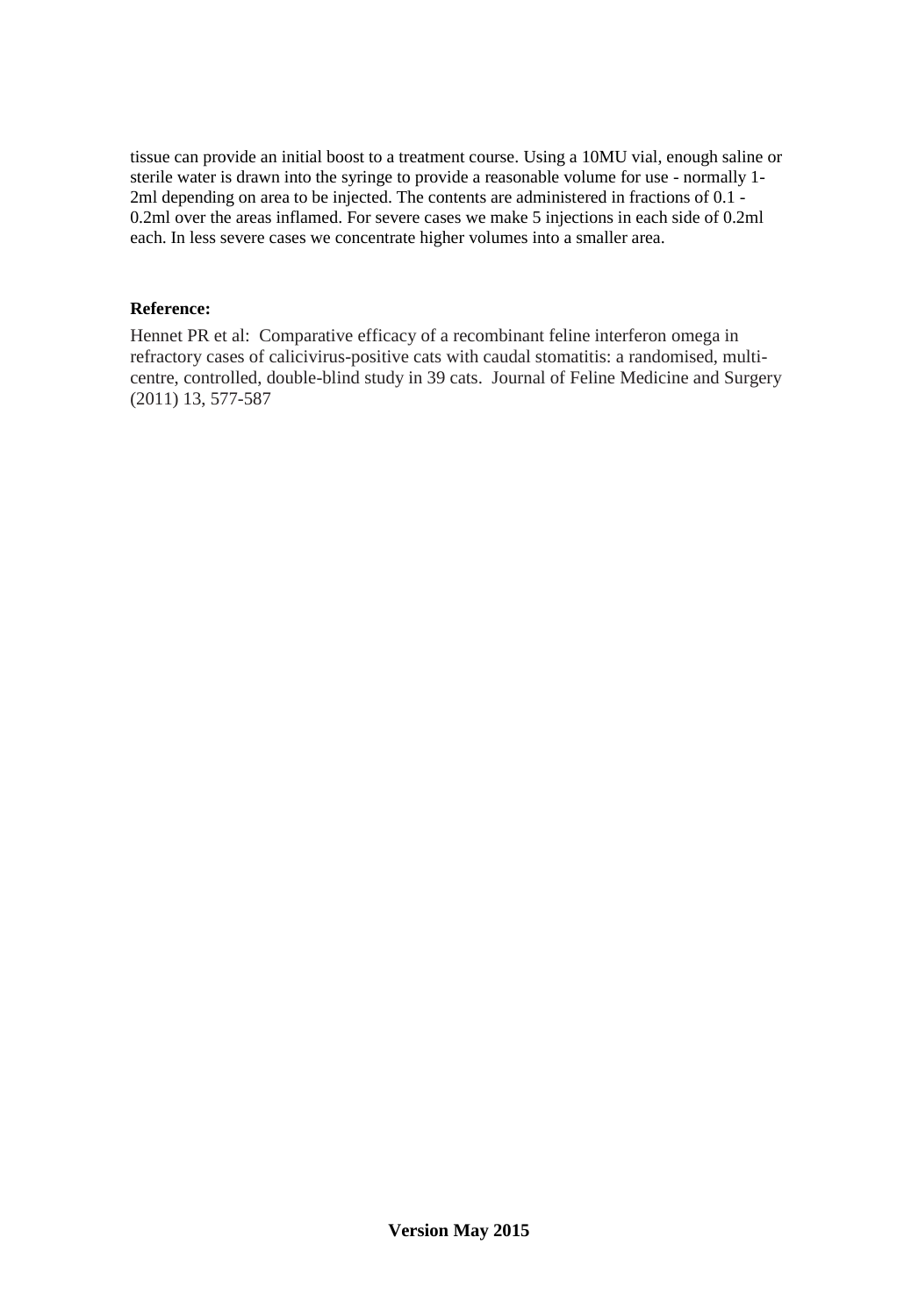tissue can provide an initial boost to a treatment course. Using a 10MU vial, enough saline or sterile water is drawn into the syringe to provide a reasonable volume for use - normally 1-2ml depending on area to be injected. The contents are administered in fractions of 0.1 - 0.2ml over the areas inflamed. For severe cases we make 5 injections in each side of 0.2ml each. In less severe cases we concentrate higher volumes into a smaller area.

**Reference:**

Hennet PR et al: Comparative efficacy of a recombinant feline interferon omega in refractory cases of calicivirus-positive cats with caudal stomatitis: a randomised, multi-centre, controlled, double-blind study in 39 cats. Journal of Feline Medicine and Surgery (2011) 13, 577-587

**Version May 2015**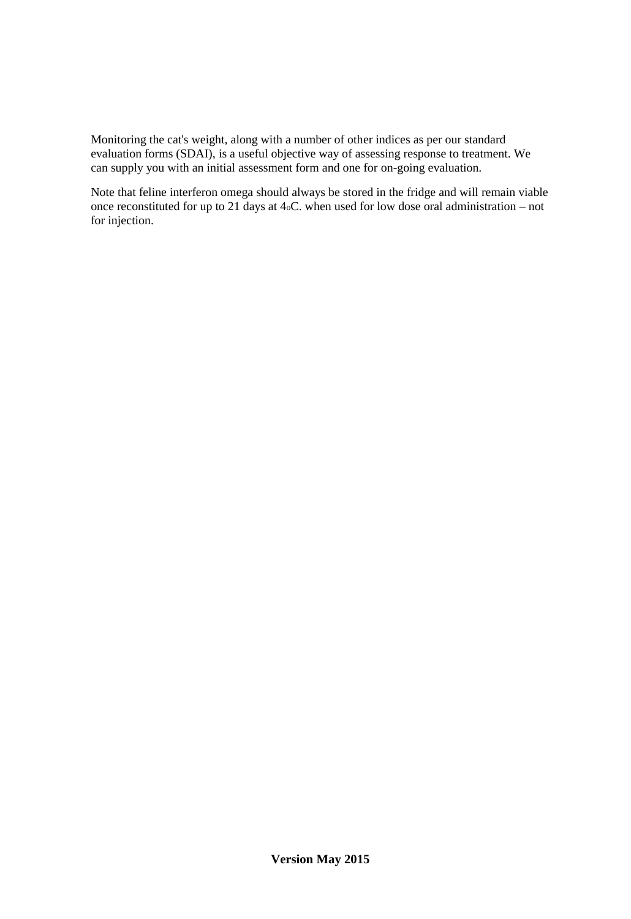Monitoring the cat's weight, along with a number of other indices as per our standard evaluation forms (SDAI), is a useful objective way of assessing response to treatment. We can supply you with an initial assessment form and one for on-going evaluation.

Note that feline interferon omega should always be stored in the fridge and will remain viable once reconstituted for up to 21 days at $4^{o}$C. when used for low dose oral administration – not for injection.

**Version May 2015**